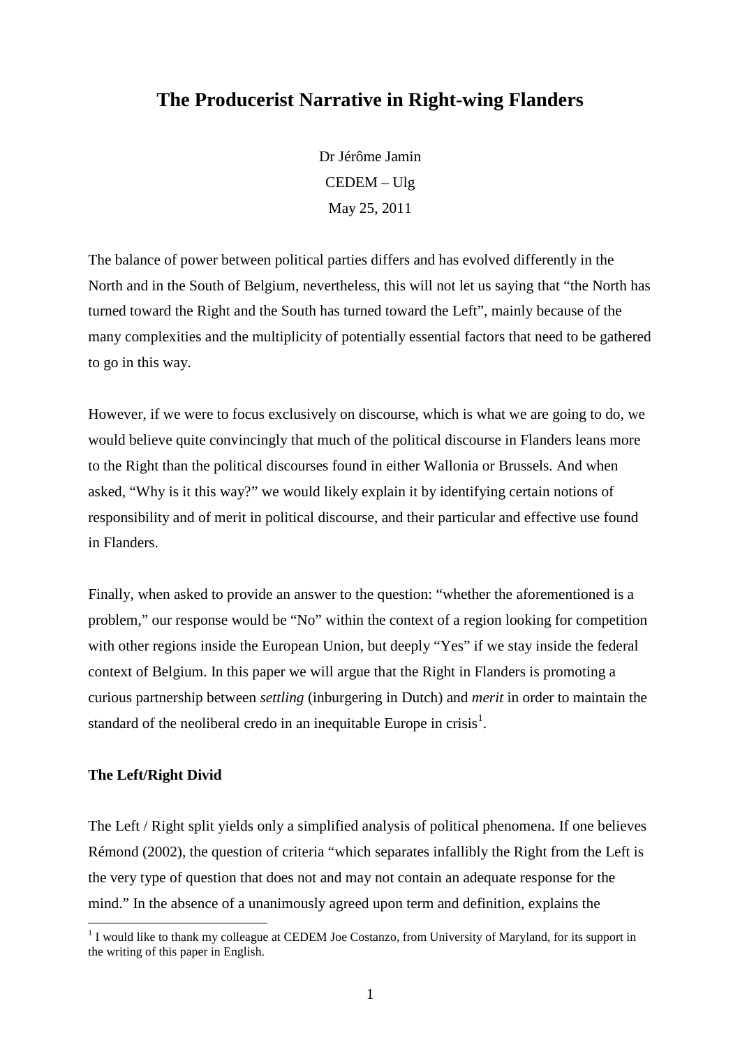# The Producerist Narrative in Right-wing Flanders

Dr Jérôme Jamin

CEDEM – Ulg

May 25, 2011

The balance of power between political parties differs and has evolved differently in the North and in the South of Belgium, nevertheless, this will not let us saying that "the North has turned toward the Right and the South has turned toward the Left", mainly because of the many complexities and the multiplicity of potentially essential factors that need to be gathered to go in this way.

However, if we were to focus exclusively on discourse, which is what we are going to do, we would believe quite convincingly that much of the political discourse in Flanders leans more to the Right than the political discourses found in either Wallonia or Brussels. And when asked, "Why is it this way?" we would likely explain it by identifying certain notions of responsibility and of merit in political discourse, and their particular and effective use found in Flanders.

Finally, when asked to provide an answer to the question: "whether the aforementioned is a problem," our response would be "No" within the context of a region looking for competition with other regions inside the European Union, but deeply "Yes" if we stay inside the federal context of Belgium. In this paper we will argue that the Right in Flanders is promoting a curious partnership between *settling* (inburgering in Dutch) and *merit* in order to maintain the standard of the neoliberal credo in an inequitable Europe in crisis[1].

**The Left/Right Divid**

The Left / Right split yields only a simplified analysis of political phenomena. If one believes Rémond (2002), the question of criteria "which separates infallibly the Right from the Left is the very type of question that does not and may not contain an adequate response for the mind." In the absence of a unanimously agreed upon term and definition, explains the

[1] I would like to thank my colleague at CEDEM Joe Costanzo, from University of Maryland, for its support in the writing of this paper in English.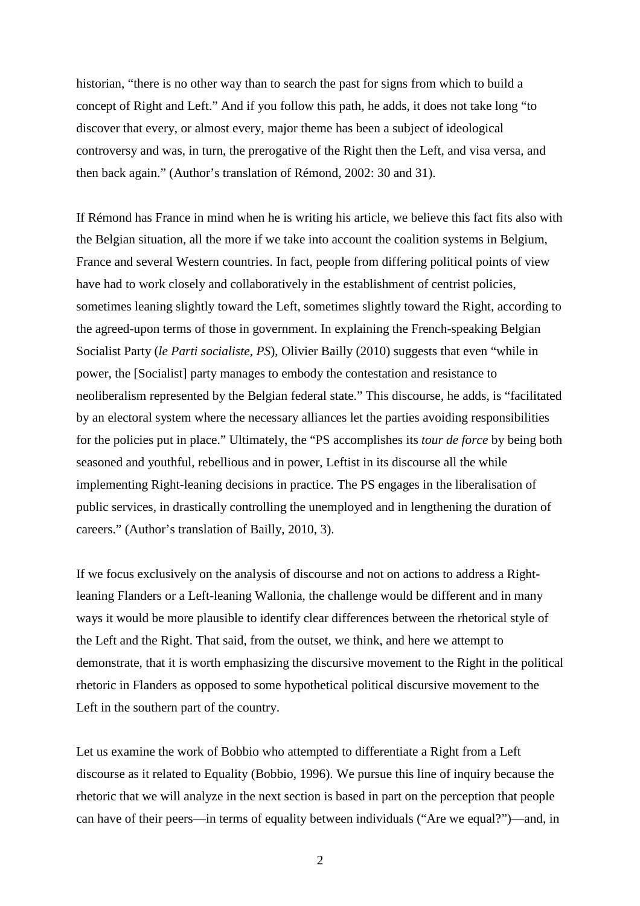historian, "there is no other way than to search the past for signs from which to build a concept of Right and Left." And if you follow this path, he adds, it does not take long "to discover that every, or almost every, major theme has been a subject of ideological controversy and was, in turn, the prerogative of the Right then the Left, and visa versa, and then back again." (Author's translation of Rémond, 2002: 30 and 31).

If Rémond has France in mind when he is writing his article, we believe this fact fits also with the Belgian situation, all the more if we take into account the coalition systems in Belgium, France and several Western countries. In fact, people from differing political points of view have had to work closely and collaboratively in the establishment of centrist policies, sometimes leaning slightly toward the Left, sometimes slightly toward the Right, according to the agreed-upon terms of those in government. In explaining the French-speaking Belgian Socialist Party (*le Parti socialiste, PS*), Olivier Bailly (2010) suggests that even "while in power, the [Socialist] party manages to embody the contestation and resistance to neoliberalism represented by the Belgian federal state." This discourse, he adds, is "facilitated by an electoral system where the necessary alliances let the parties avoiding responsibilities for the policies put in place." Ultimately, the "PS accomplishes its *tour de force* by being both seasoned and youthful, rebellious and in power, Leftist in its discourse all the while implementing Right-leaning decisions in practice. The PS engages in the liberalisation of public services, in drastically controlling the unemployed and in lengthening the duration of careers." (Author's translation of Bailly, 2010, 3).

If we focus exclusively on the analysis of discourse and not on actions to address a Right-leaning Flanders or a Left-leaning Wallonia, the challenge would be different and in many ways it would be more plausible to identify clear differences between the rhetorical style of the Left and the Right. That said, from the outset, we think, and here we attempt to demonstrate, that it is worth emphasizing the discursive movement to the Right in the political rhetoric in Flanders as opposed to some hypothetical political discursive movement to the Left in the southern part of the country.

Let us examine the work of Bobbio who attempted to differentiate a Right from a Left discourse as it related to Equality (Bobbio, 1996). We pursue this line of inquiry because the rhetoric that we will analyze in the next section is based in part on the perception that people can have of their peers—in terms of equality between individuals ("Are we equal?")—and, in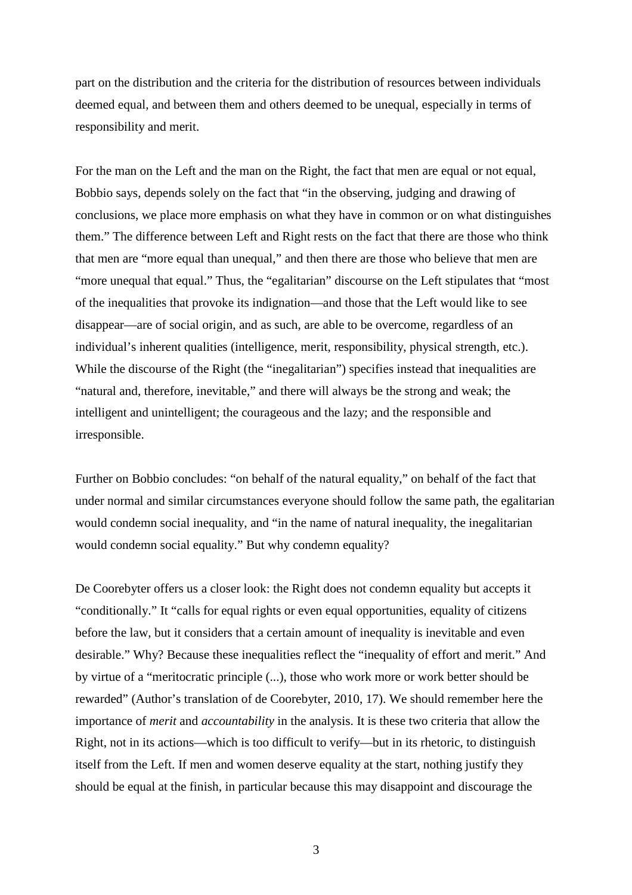part on the distribution and the criteria for the distribution of resources between individuals deemed equal, and between them and others deemed to be unequal, especially in terms of responsibility and merit.

For the man on the Left and the man on the Right, the fact that men are equal or not equal, Bobbio says, depends solely on the fact that "in the observing, judging and drawing of conclusions, we place more emphasis on what they have in common or on what distinguishes them." The difference between Left and Right rests on the fact that there are those who think that men are "more equal than unequal," and then there are those who believe that men are "more unequal that equal." Thus, the "egalitarian" discourse on the Left stipulates that "most of the inequalities that provoke its indignation—and those that the Left would like to see disappear—are of social origin, and as such, are able to be overcome, regardless of an individual's inherent qualities (intelligence, merit, responsibility, physical strength, etc.). While the discourse of the Right (the "inegalitarian") specifies instead that inequalities are "natural and, therefore, inevitable," and there will always be the strong and weak; the intelligent and unintelligent; the courageous and the lazy; and the responsible and irresponsible.

Further on Bobbio concludes: "on behalf of the natural equality," on behalf of the fact that under normal and similar circumstances everyone should follow the same path, the egalitarian would condemn social inequality, and "in the name of natural inequality, the inegalitarian would condemn social equality." But why condemn equality?

De Coorebyter offers us a closer look: the Right does not condemn equality but accepts it "conditionally." It "calls for equal rights or even equal opportunities, equality of citizens before the law, but it considers that a certain amount of inequality is inevitable and even desirable." Why? Because these inequalities reflect the "inequality of effort and merit." And by virtue of a "meritocratic principle (...), those who work more or work better should be rewarded" (Author's translation of de Coorebyter, 2010, 17). We should remember here the importance of *merit* and *accountability* in the analysis. It is these two criteria that allow the Right, not in its actions—which is too difficult to verify—but in its rhetoric, to distinguish itself from the Left. If men and women deserve equality at the start, nothing justify they should be equal at the finish, in particular because this may disappoint and discourage the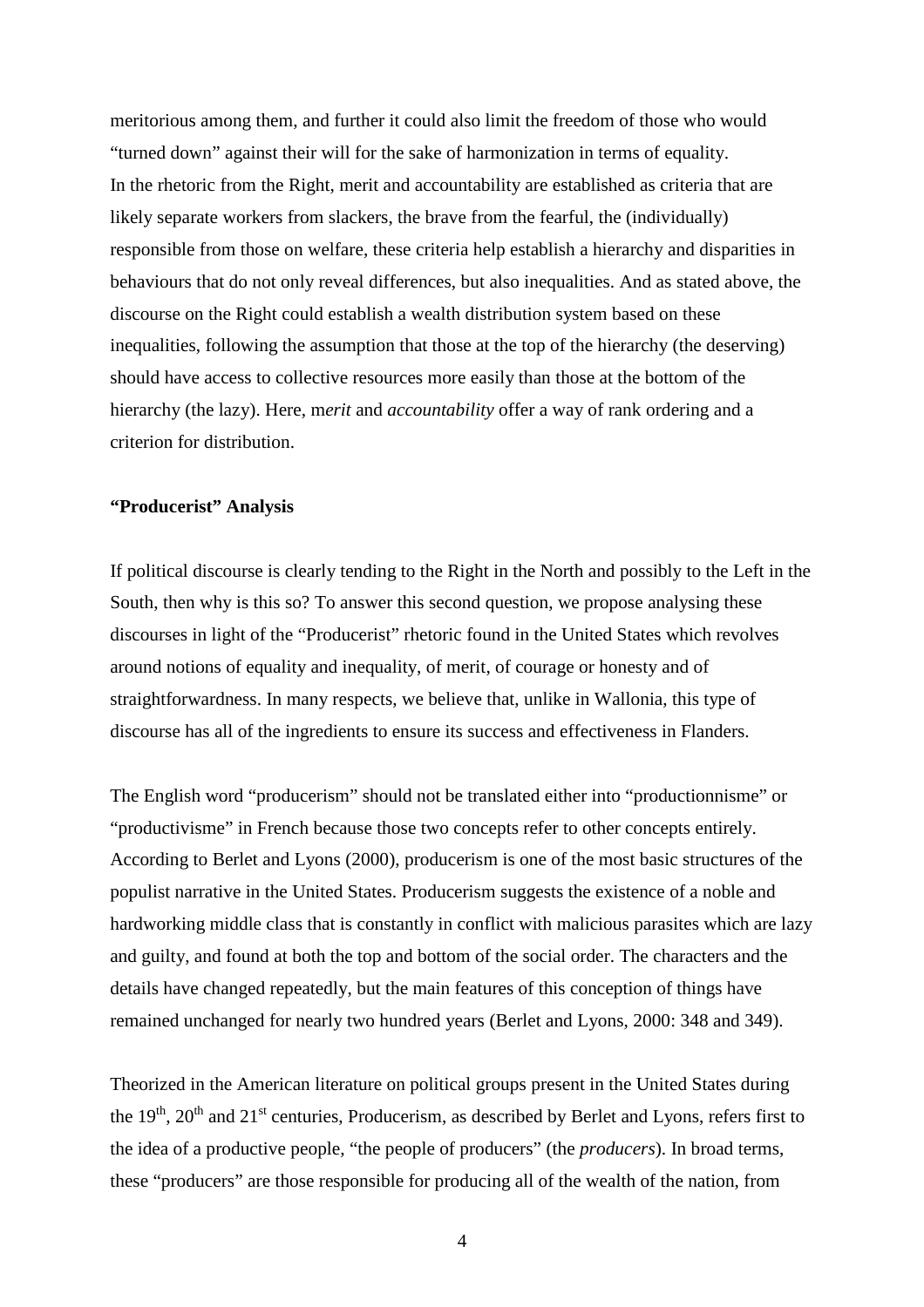meritorious among them, and further it could also limit the freedom of those who would "turned down" against their will for the sake of harmonization in terms of equality.
In the rhetoric from the Right, merit and accountability are established as criteria that are likely separate workers from slackers, the brave from the fearful, the (individually) responsible from those on welfare, these criteria help establish a hierarchy and disparities in behaviours that do not only reveal differences, but also inequalities. And as stated above, the discourse on the Right could establish a wealth distribution system based on these inequalities, following the assumption that those at the top of the hierarchy (the deserving) should have access to collective resources more easily than those at the bottom of the hierarchy (the lazy). Here, m*erit* and *accountability* offer a way of rank ordering and a criterion for distribution.

**"Producerist" Analysis**

If political discourse is clearly tending to the Right in the North and possibly to the Left in the South, then why is this so? To answer this second question, we propose analysing these discourses in light of the "Producerist" rhetoric found in the United States which revolves around notions of equality and inequality, of merit, of courage or honesty and of straightforwardness. In many respects, we believe that, unlike in Wallonia, this type of discourse has all of the ingredients to ensure its success and effectiveness in Flanders.

The English word "producerism" should not be translated either into "productionnisme" or "productivisme" in French because those two concepts refer to other concepts entirely. According to Berlet and Lyons (2000), producerism is one of the most basic structures of the populist narrative in the United States. Producerism suggests the existence of a noble and hardworking middle class that is constantly in conflict with malicious parasites which are lazy and guilty, and found at both the top and bottom of the social order. The characters and the details have changed repeatedly, but the main features of this conception of things have remained unchanged for nearly two hundred years (Berlet and Lyons, 2000: 348 and 349).

Theorized in the American literature on political groups present in the United States during the 19th, 20th and 21st centuries, Producerism, as described by Berlet and Lyons, refers first to the idea of a productive people, "the people of producers" (the *producers*). In broad terms, these "producers" are those responsible for producing all of the wealth of the nation, from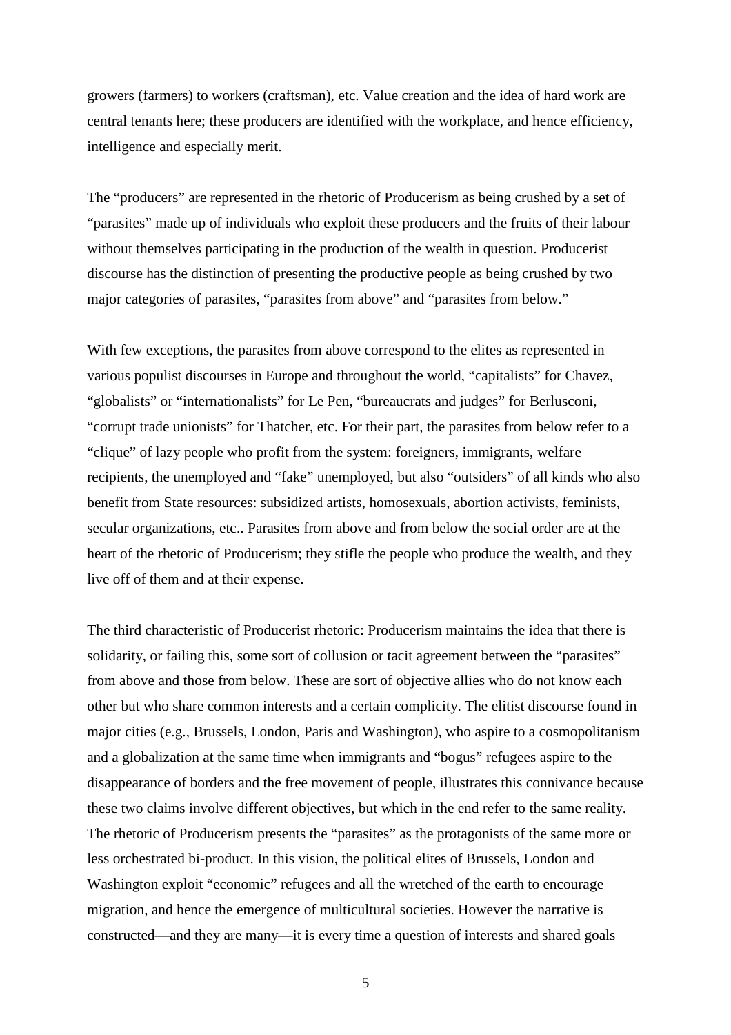growers (farmers) to workers (craftsman), etc. Value creation and the idea of hard work are central tenants here; these producers are identified with the workplace, and hence efficiency, intelligence and especially merit.

The "producers" are represented in the rhetoric of Producerism as being crushed by a set of "parasites" made up of individuals who exploit these producers and the fruits of their labour without themselves participating in the production of the wealth in question. Producerist discourse has the distinction of presenting the productive people as being crushed by two major categories of parasites, "parasites from above" and "parasites from below."

With few exceptions, the parasites from above correspond to the elites as represented in various populist discourses in Europe and throughout the world, "capitalists" for Chavez, "globalists" or "internationalists" for Le Pen, "bureaucrats and judges" for Berlusconi, "corrupt trade unionists" for Thatcher, etc. For their part, the parasites from below refer to a "clique" of lazy people who profit from the system: foreigners, immigrants, welfare recipients, the unemployed and "fake" unemployed, but also "outsiders" of all kinds who also benefit from State resources: subsidized artists, homosexuals, abortion activists, feminists, secular organizations, etc.. Parasites from above and from below the social order are at the heart of the rhetoric of Producerism; they stifle the people who produce the wealth, and they live off of them and at their expense.

The third characteristic of Producerist rhetoric: Producerism maintains the idea that there is solidarity, or failing this, some sort of collusion or tacit agreement between the "parasites" from above and those from below. These are sort of objective allies who do not know each other but who share common interests and a certain complicity. The elitist discourse found in major cities (e.g., Brussels, London, Paris and Washington), who aspire to a cosmopolitanism and a globalization at the same time when immigrants and "bogus" refugees aspire to the disappearance of borders and the free movement of people, illustrates this connivance because these two claims involve different objectives, but which in the end refer to the same reality. The rhetoric of Producerism presents the "parasites" as the protagonists of the same more or less orchestrated bi-product. In this vision, the political elites of Brussels, London and Washington exploit "economic" refugees and all the wretched of the earth to encourage migration, and hence the emergence of multicultural societies. However the narrative is constructed—and they are many—it is every time a question of interests and shared goals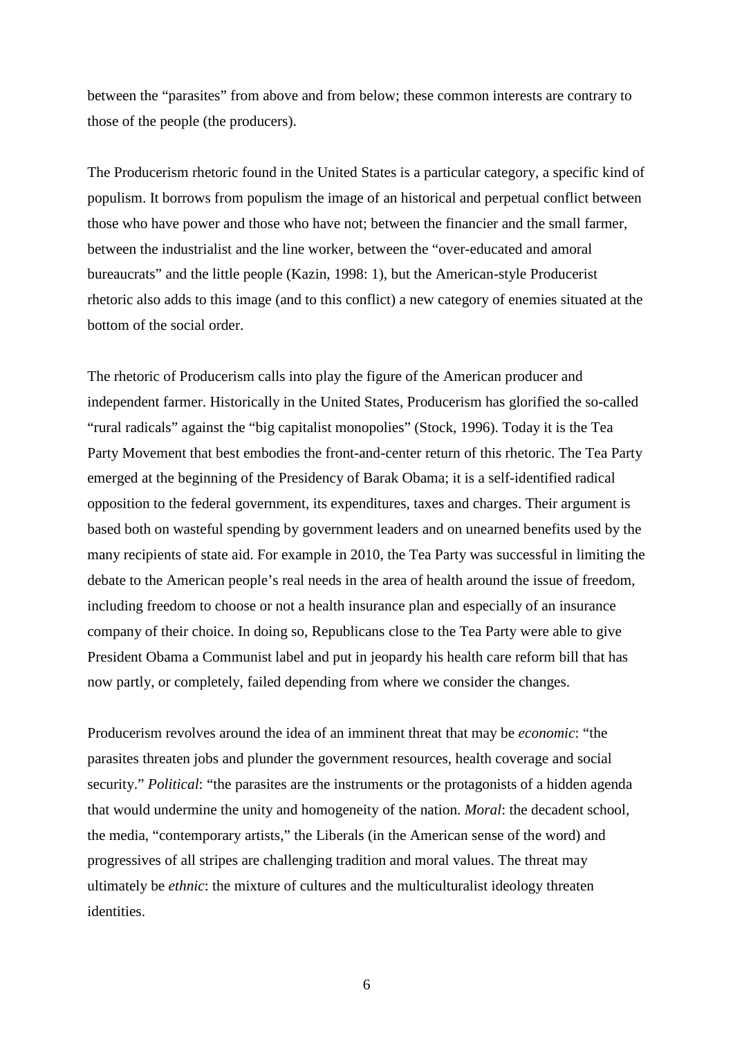between the "parasites" from above and from below; these common interests are contrary to those of the people (the producers).

The Producerism rhetoric found in the United States is a particular category, a specific kind of populism. It borrows from populism the image of an historical and perpetual conflict between those who have power and those who have not; between the financier and the small farmer, between the industrialist and the line worker, between the "over-educated and amoral bureaucrats" and the little people (Kazin, 1998: 1), but the American-style Producerist rhetoric also adds to this image (and to this conflict) a new category of enemies situated at the bottom of the social order.

The rhetoric of Producerism calls into play the figure of the American producer and independent farmer. Historically in the United States, Producerism has glorified the so-called "rural radicals" against the "big capitalist monopolies" (Stock, 1996). Today it is the Tea Party Movement that best embodies the front-and-center return of this rhetoric. The Tea Party emerged at the beginning of the Presidency of Barak Obama; it is a self-identified radical opposition to the federal government, its expenditures, taxes and charges. Their argument is based both on wasteful spending by government leaders and on unearned benefits used by the many recipients of state aid. For example in 2010, the Tea Party was successful in limiting the debate to the American people's real needs in the area of health around the issue of freedom, including freedom to choose or not a health insurance plan and especially of an insurance company of their choice. In doing so, Republicans close to the Tea Party were able to give President Obama a Communist label and put in jeopardy his health care reform bill that has now partly, or completely, failed depending from where we consider the changes.

Producerism revolves around the idea of an imminent threat that may be *economic*: "the parasites threaten jobs and plunder the government resources, health coverage and social security." *Political*: "the parasites are the instruments or the protagonists of a hidden agenda that would undermine the unity and homogeneity of the nation. *Moral*: the decadent school, the media, "contemporary artists," the Liberals (in the American sense of the word) and progressives of all stripes are challenging tradition and moral values. The threat may ultimately be *ethnic*: the mixture of cultures and the multiculturalist ideology threaten identities.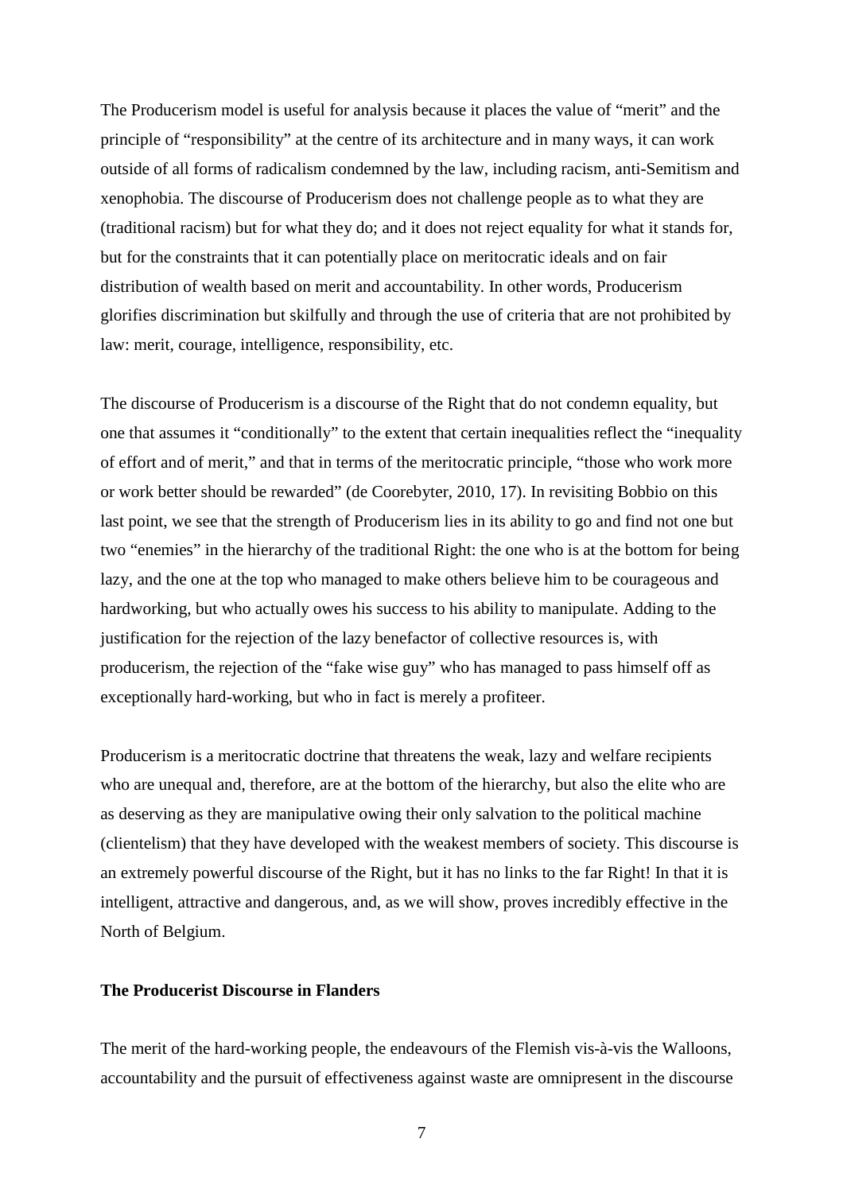The Producerism model is useful for analysis because it places the value of "merit" and the principle of "responsibility" at the centre of its architecture and in many ways, it can work outside of all forms of radicalism condemned by the law, including racism, anti-Semitism and xenophobia. The discourse of Producerism does not challenge people as to what they are (traditional racism) but for what they do; and it does not reject equality for what it stands for, but for the constraints that it can potentially place on meritocratic ideals and on fair distribution of wealth based on merit and accountability. In other words, Producerism glorifies discrimination but skilfully and through the use of criteria that are not prohibited by law: merit, courage, intelligence, responsibility, etc.

The discourse of Producerism is a discourse of the Right that do not condemn equality, but one that assumes it "conditionally" to the extent that certain inequalities reflect the "inequality of effort and of merit," and that in terms of the meritocratic principle, "those who work more or work better should be rewarded" (de Coorebyter, 2010, 17). In revisiting Bobbio on this last point, we see that the strength of Producerism lies in its ability to go and find not one but two "enemies" in the hierarchy of the traditional Right: the one who is at the bottom for being lazy, and the one at the top who managed to make others believe him to be courageous and hardworking, but who actually owes his success to his ability to manipulate. Adding to the justification for the rejection of the lazy benefactor of collective resources is, with producerism, the rejection of the "fake wise guy" who has managed to pass himself off as exceptionally hard-working, but who in fact is merely a profiteer.

Producerism is a meritocratic doctrine that threatens the weak, lazy and welfare recipients who are unequal and, therefore, are at the bottom of the hierarchy, but also the elite who are as deserving as they are manipulative owing their only salvation to the political machine (clientelism) that they have developed with the weakest members of society. This discourse is an extremely powerful discourse of the Right, but it has no links to the far Right! In that it is intelligent, attractive and dangerous, and, as we will show, proves incredibly effective in the North of Belgium.

**The Producerist Discourse in Flanders**

The merit of the hard-working people, the endeavours of the Flemish vis-à-vis the Walloons, accountability and the pursuit of effectiveness against waste are omnipresent in the discourse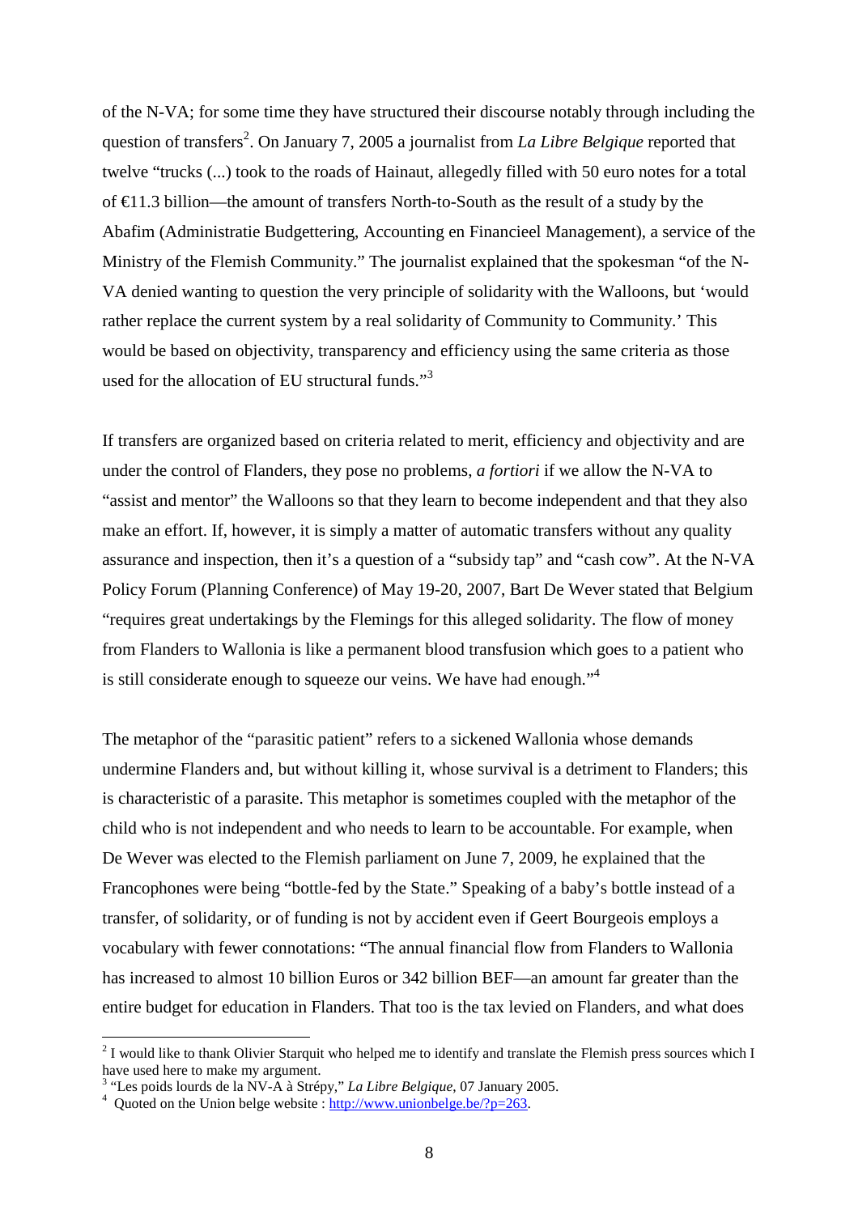of the N-VA; for some time they have structured their discourse notably through including the question of transfers[2]. On January 7, 2005 a journalist from *La Libre Belgique* reported that twelve "trucks (...) took to the roads of Hainaut, allegedly filled with 50 euro notes for a total of €11.3 billion—the amount of transfers North-to-South as the result of a study by the Abafim (Administratie Budgettering, Accounting en Financieel Management), a service of the Ministry of the Flemish Community." The journalist explained that the spokesman "of the N-VA denied wanting to question the very principle of solidarity with the Walloons, but 'would rather replace the current system by a real solidarity of Community to Community.' This would be based on objectivity, transparency and efficiency using the same criteria as those used for the allocation of EU structural funds."[3]

If transfers are organized based on criteria related to merit, efficiency and objectivity and are under the control of Flanders, they pose no problems, *a fortiori* if we allow the N-VA to "assist and mentor" the Walloons so that they learn to become independent and that they also make an effort. If, however, it is simply a matter of automatic transfers without any quality assurance and inspection, then it's a question of a "subsidy tap" and "cash cow". At the N-VA Policy Forum (Planning Conference) of May 19-20, 2007, Bart De Wever stated that Belgium "requires great undertakings by the Flemings for this alleged solidarity. The flow of money from Flanders to Wallonia is like a permanent blood transfusion which goes to a patient who is still considerate enough to squeeze our veins. We have had enough."[4]

The metaphor of the "parasitic patient" refers to a sickened Wallonia whose demands undermine Flanders and, but without killing it, whose survival is a detriment to Flanders; this is characteristic of a parasite. This metaphor is sometimes coupled with the metaphor of the child who is not independent and who needs to learn to be accountable. For example, when De Wever was elected to the Flemish parliament on June 7, 2009, he explained that the Francophones were being "bottle-fed by the State." Speaking of a baby's bottle instead of a transfer, of solidarity, or of funding is not by accident even if Geert Bourgeois employs a vocabulary with fewer connotations: "The annual financial flow from Flanders to Wallonia has increased to almost 10 billion Euros or 342 billion BEF—an amount far greater than the entire budget for education in Flanders. That too is the tax levied on Flanders, and what does

---

[2] I would like to thank Olivier Starquit who helped me to identify and translate the Flemish press sources which I have used here to make my argument.

[3] "Les poids lourds de la NV-A à Strépy," *La Libre Belgique*, 07 January 2005.

[4] Quoted on the Union belge website : http://www.unionbelge.be/?p=263.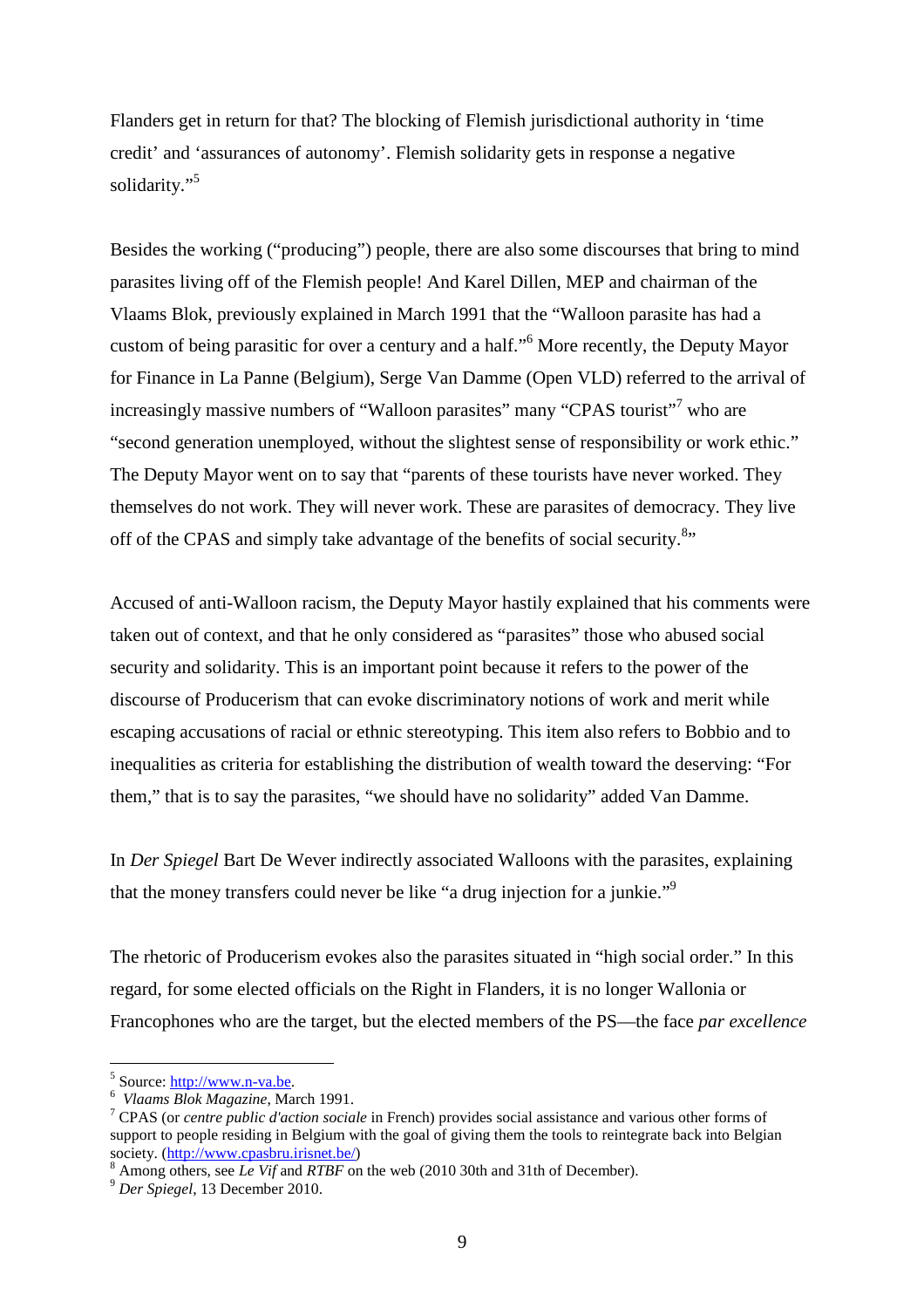Flanders get in return for that? The blocking of Flemish jurisdictional authority in 'time credit' and 'assurances of autonomy'. Flemish solidarity gets in response a negative solidarity."[5]

Besides the working ("producing") people, there are also some discourses that bring to mind parasites living off of the Flemish people! And Karel Dillen, MEP and chairman of the Vlaams Blok, previously explained in March 1991 that the "Walloon parasite has had a custom of being parasitic for over a century and a half."[6] More recently, the Deputy Mayor for Finance in La Panne (Belgium), Serge Van Damme (Open VLD) referred to the arrival of increasingly massive numbers of "Walloon parasites" many "CPAS tourist"[7] who are "second generation unemployed, without the slightest sense of responsibility or work ethic." The Deputy Mayor went on to say that "parents of these tourists have never worked. They themselves do not work. They will never work. These are parasites of democracy. They live off of the CPAS and simply take advantage of the benefits of social security.[8]"

Accused of anti-Walloon racism, the Deputy Mayor hastily explained that his comments were taken out of context, and that he only considered as "parasites" those who abused social security and solidarity. This is an important point because it refers to the power of the discourse of Producerism that can evoke discriminatory notions of work and merit while escaping accusations of racial or ethnic stereotyping. This item also refers to Bobbio and to inequalities as criteria for establishing the distribution of wealth toward the deserving: "For them," that is to say the parasites, "we should have no solidarity" added Van Damme.

In *Der Spiegel* Bart De Wever indirectly associated Walloons with the parasites, explaining that the money transfers could never be like "a drug injection for a junkie."[9]

The rhetoric of Producerism evokes also the parasites situated in "high social order." In this regard, for some elected officials on the Right in Flanders, it is no longer Wallonia or Francophones who are the target, but the elected members of the PS—the face *par excellence*

---

[5] Source: http://www.n-va.be.

[6] *Vlaams Blok Magazine*, March 1991.

[7] CPAS (or *centre public d'action sociale* in French) provides social assistance and various other forms of support to people residing in Belgium with the goal of giving them the tools to reintegrate back into Belgian society. (http://www.cpasbru.irisnet.be/)

[8] Among others, see *Le Vif* and *RTBF* on the web (2010 30th and 31th of December).

[9] *Der Spiegel*, 13 December 2010.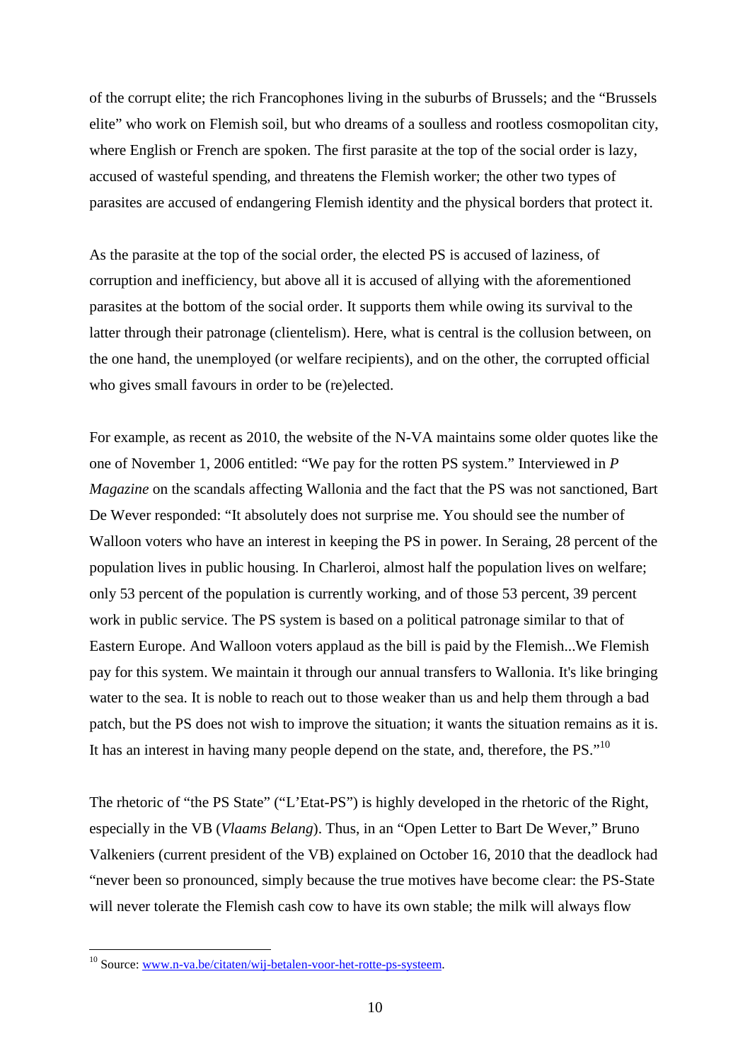of the corrupt elite; the rich Francophones living in the suburbs of Brussels; and the "Brussels elite" who work on Flemish soil, but who dreams of a soulless and rootless cosmopolitan city, where English or French are spoken. The first parasite at the top of the social order is lazy, accused of wasteful spending, and threatens the Flemish worker; the other two types of parasites are accused of endangering Flemish identity and the physical borders that protect it.

As the parasite at the top of the social order, the elected PS is accused of laziness, of corruption and inefficiency, but above all it is accused of allying with the aforementioned parasites at the bottom of the social order. It supports them while owing its survival to the latter through their patronage (clientelism). Here, what is central is the collusion between, on the one hand, the unemployed (or welfare recipients), and on the other, the corrupted official who gives small favours in order to be (re)elected.

For example, as recent as 2010, the website of the N-VA maintains some older quotes like the one of November 1, 2006 entitled: "We pay for the rotten PS system." Interviewed in *P Magazine* on the scandals affecting Wallonia and the fact that the PS was not sanctioned, Bart De Wever responded: "It absolutely does not surprise me. You should see the number of Walloon voters who have an interest in keeping the PS in power. In Seraing, 28 percent of the population lives in public housing. In Charleroi, almost half the population lives on welfare; only 53 percent of the population is currently working, and of those 53 percent, 39 percent work in public service. The PS system is based on a political patronage similar to that of Eastern Europe. And Walloon voters applaud as the bill is paid by the Flemish...We Flemish pay for this system. We maintain it through our annual transfers to Wallonia. It's like bringing water to the sea. It is noble to reach out to those weaker than us and help them through a bad patch, but the PS does not wish to improve the situation; it wants the situation remains as it is. It has an interest in having many people depend on the state, and, therefore, the PS."[10]

The rhetoric of "the PS State" ("L'Etat-PS") is highly developed in the rhetoric of the Right, especially in the VB (*Vlaams Belang*). Thus, in an "Open Letter to Bart De Wever," Bruno Valkeniers (current president of the VB) explained on October 16, 2010 that the deadlock had "never been so pronounced, simply because the true motives have become clear: the PS-State will never tolerate the Flemish cash cow to have its own stable; the milk will always flow

[10] Source: www.n-va.be/citaten/wij-betalen-voor-het-rotte-ps-systeem.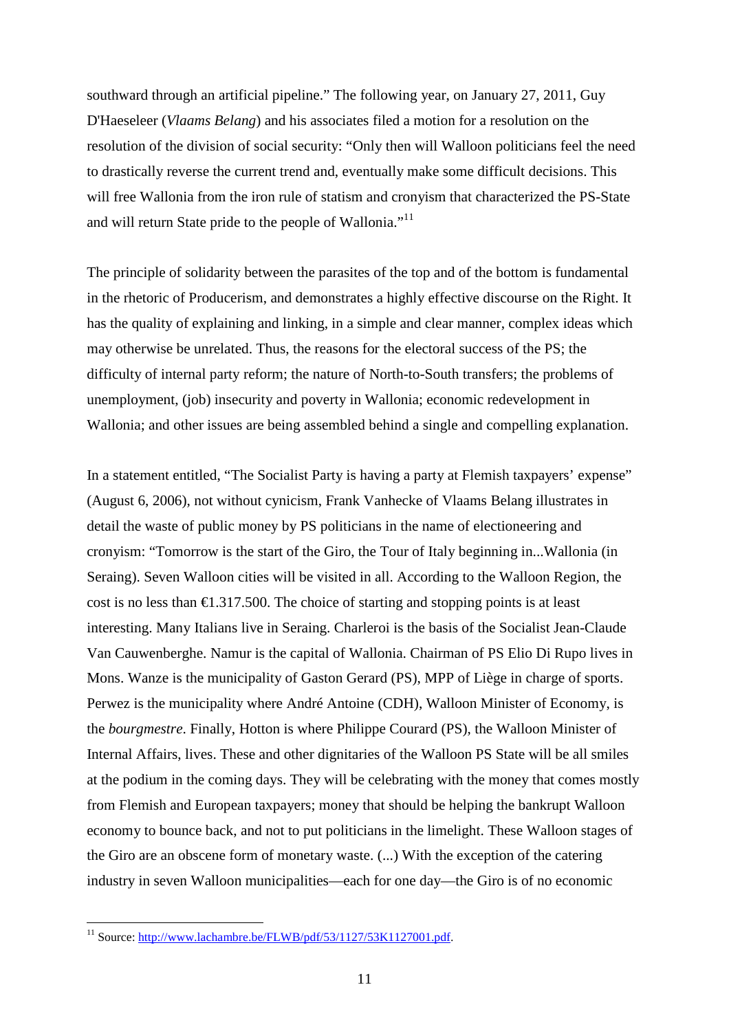southward through an artificial pipeline." The following year, on January 27, 2011, Guy D'Haeseleer (*Vlaams Belang*) and his associates filed a motion for a resolution on the resolution of the division of social security: "Only then will Walloon politicians feel the need to drastically reverse the current trend and, eventually make some difficult decisions. This will free Wallonia from the iron rule of statism and cronyism that characterized the PS-State and will return State pride to the people of Wallonia."[11]

The principle of solidarity between the parasites of the top and of the bottom is fundamental in the rhetoric of Producerism, and demonstrates a highly effective discourse on the Right. It has the quality of explaining and linking, in a simple and clear manner, complex ideas which may otherwise be unrelated. Thus, the reasons for the electoral success of the PS; the difficulty of internal party reform; the nature of North-to-South transfers; the problems of unemployment, (job) insecurity and poverty in Wallonia; economic redevelopment in Wallonia; and other issues are being assembled behind a single and compelling explanation.

In a statement entitled, "The Socialist Party is having a party at Flemish taxpayers' expense" (August 6, 2006), not without cynicism, Frank Vanhecke of Vlaams Belang illustrates in detail the waste of public money by PS politicians in the name of electioneering and cronyism: "Tomorrow is the start of the Giro, the Tour of Italy beginning in...Wallonia (in Seraing). Seven Walloon cities will be visited in all. According to the Walloon Region, the cost is no less than €1.317.500. The choice of starting and stopping points is at least interesting. Many Italians live in Seraing. Charleroi is the basis of the Socialist Jean-Claude Van Cauwenberghe. Namur is the capital of Wallonia. Chairman of PS Elio Di Rupo lives in Mons. Wanze is the municipality of Gaston Gerard (PS), MPP of Liège in charge of sports. Perwez is the municipality where André Antoine (CDH), Walloon Minister of Economy, is the *bourgmestre*. Finally, Hotton is where Philippe Courard (PS), the Walloon Minister of Internal Affairs, lives. These and other dignitaries of the Walloon PS State will be all smiles at the podium in the coming days. They will be celebrating with the money that comes mostly from Flemish and European taxpayers; money that should be helping the bankrupt Walloon economy to bounce back, and not to put politicians in the limelight. These Walloon stages of the Giro are an obscene form of monetary waste. (...) With the exception of the catering industry in seven Walloon municipalities—each for one day—the Giro is of no economic

---

[11] Source: http://www.lachambre.be/FLWB/pdf/53/1127/53K1127001.pdf.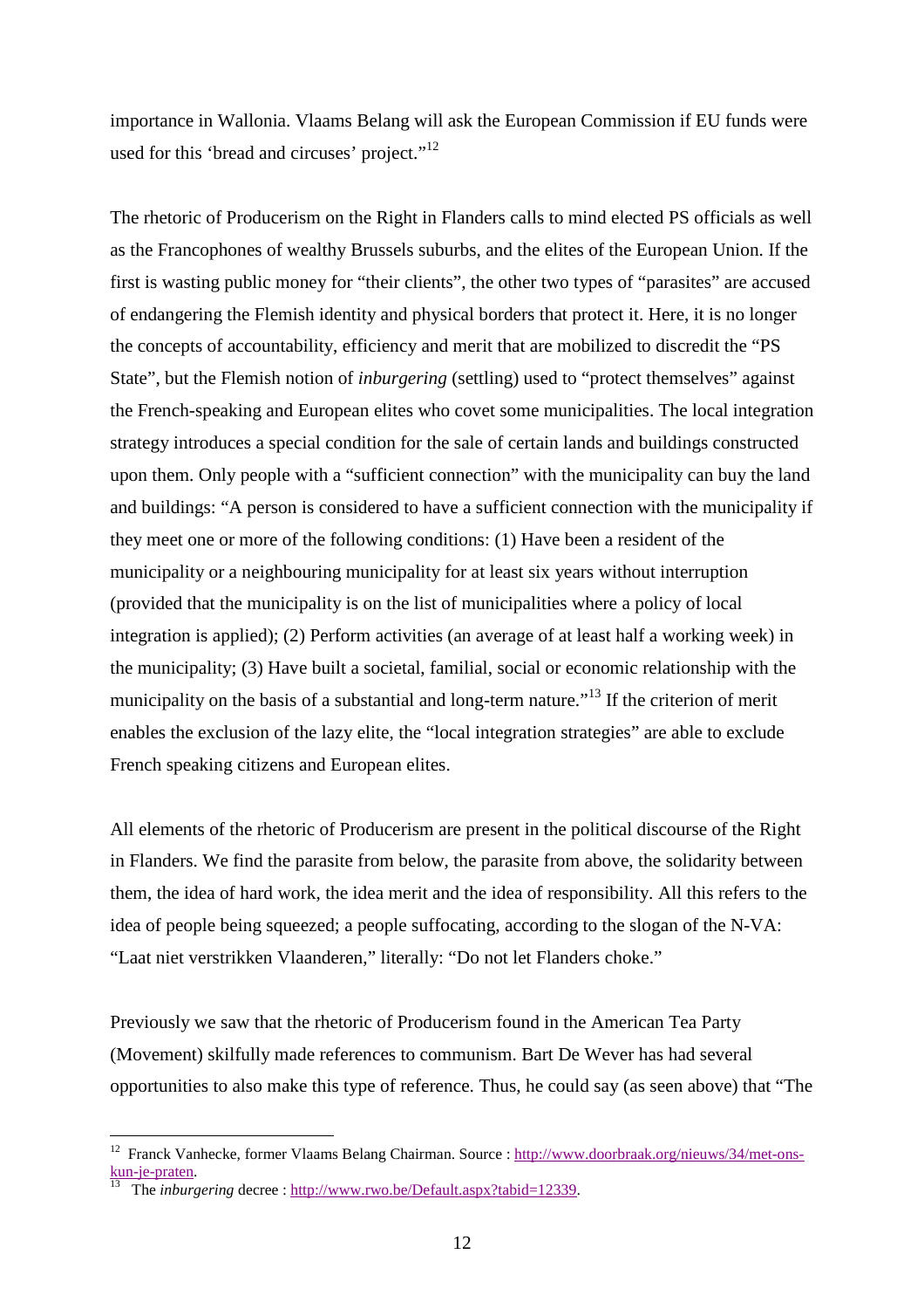importance in Wallonia. Vlaams Belang will ask the European Commission if EU funds were used for this 'bread and circuses' project."[12]

The rhetoric of Producerism on the Right in Flanders calls to mind elected PS officials as well as the Francophones of wealthy Brussels suburbs, and the elites of the European Union. If the first is wasting public money for "their clients", the other two types of "parasites" are accused of endangering the Flemish identity and physical borders that protect it. Here, it is no longer the concepts of accountability, efficiency and merit that are mobilized to discredit the "PS State", but the Flemish notion of *inburgering* (settling) used to "protect themselves" against the French-speaking and European elites who covet some municipalities. The local integration strategy introduces a special condition for the sale of certain lands and buildings constructed upon them. Only people with a "sufficient connection" with the municipality can buy the land and buildings: "A person is considered to have a sufficient connection with the municipality if they meet one or more of the following conditions: (1) Have been a resident of the municipality or a neighbouring municipality for at least six years without interruption (provided that the municipality is on the list of municipalities where a policy of local integration is applied); (2) Perform activities (an average of at least half a working week) in the municipality; (3) Have built a societal, familial, social or economic relationship with the municipality on the basis of a substantial and long-term nature."[13] If the criterion of merit enables the exclusion of the lazy elite, the "local integration strategies" are able to exclude French speaking citizens and European elites.

All elements of the rhetoric of Producerism are present in the political discourse of the Right in Flanders. We find the parasite from below, the parasite from above, the solidarity between them, the idea of hard work, the idea merit and the idea of responsibility. All this refers to the idea of people being squeezed; a people suffocating, according to the slogan of the N-VA: "Laat niet verstrikken Vlaanderen," literally: "Do not let Flanders choke."

Previously we saw that the rhetoric of Producerism found in the American Tea Party (Movement) skilfully made references to communism. Bart De Wever has had several opportunities to also make this type of reference. Thus, he could say (as seen above) that "The

---

[12] Franck Vanhecke, former Vlaams Belang Chairman. Source : [http://www.doorbraak.org/nieuws/34/met-ons-kun-je-praten](http://www.doorbraak.org/nieuws/34/met-ons-kun-je-praten).

[13] The *inburgering* decree : [http://www.rwo.be/Default.aspx?tabid=12339](http://www.rwo.be/Default.aspx?tabid=12339).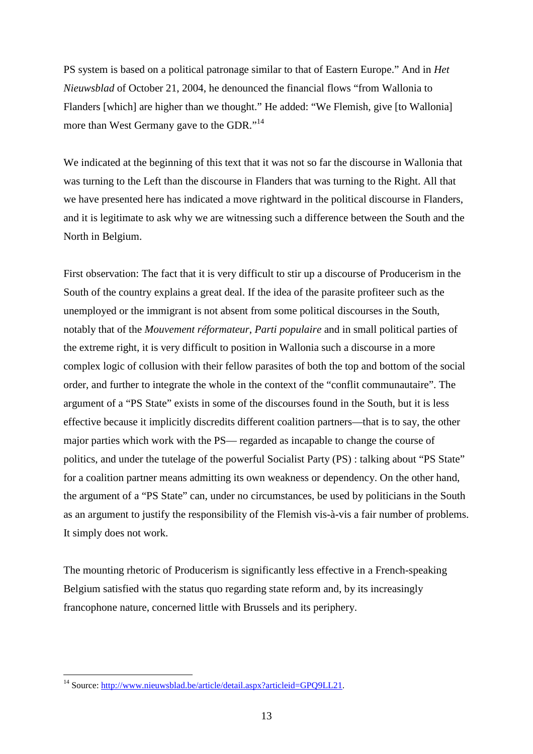PS system is based on a political patronage similar to that of Eastern Europe." And in *Het Nieuwsblad* of October 21, 2004, he denounced the financial flows "from Wallonia to Flanders [which] are higher than we thought." He added: "We Flemish, give [to Wallonia] more than West Germany gave to the GDR."[14]

We indicated at the beginning of this text that it was not so far the discourse in Wallonia that was turning to the Left than the discourse in Flanders that was turning to the Right. All that we have presented here has indicated a move rightward in the political discourse in Flanders, and it is legitimate to ask why we are witnessing such a difference between the South and the North in Belgium.

First observation: The fact that it is very difficult to stir up a discourse of Producerism in the South of the country explains a great deal. If the idea of the parasite profiteer such as the unemployed or the immigrant is not absent from some political discourses in the South, notably that of the *Mouvement réformateur*, *Parti populaire* and in small political parties of the extreme right, it is very difficult to position in Wallonia such a discourse in a more complex logic of collusion with their fellow parasites of both the top and bottom of the social order, and further to integrate the whole in the context of the "conflit communautaire". The argument of a "PS State" exists in some of the discourses found in the South, but it is less effective because it implicitly discredits different coalition partners—that is to say, the other major parties which work with the PS— regarded as incapable to change the course of politics, and under the tutelage of the powerful Socialist Party (PS) : talking about "PS State" for a coalition partner means admitting its own weakness or dependency. On the other hand, the argument of a "PS State" can, under no circumstances, be used by politicians in the South as an argument to justify the responsibility of the Flemish vis-à-vis a fair number of problems. It simply does not work.

The mounting rhetoric of Producerism is significantly less effective in a French-speaking Belgium satisfied with the status quo regarding state reform and, by its increasingly francophone nature, concerned little with Brussels and its periphery.

[14] Source: http://www.nieuwsblad.be/article/detail.aspx?articleid=GPQ9LL21.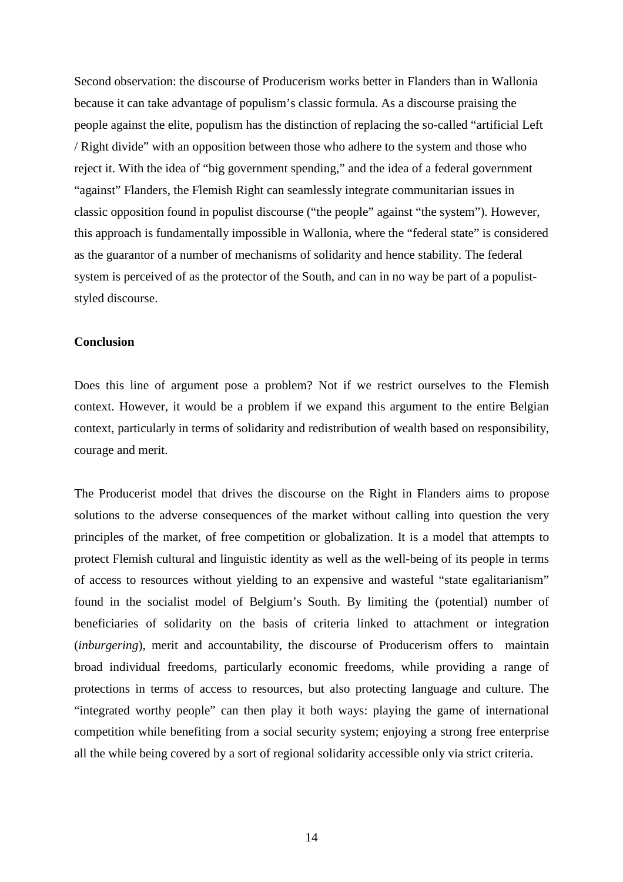Second observation: the discourse of Producerism works better in Flanders than in Wallonia because it can take advantage of populism's classic formula. As a discourse praising the people against the elite, populism has the distinction of replacing the so-called "artificial Left / Right divide" with an opposition between those who adhere to the system and those who reject it. With the idea of "big government spending," and the idea of a federal government "against" Flanders, the Flemish Right can seamlessly integrate communitarian issues in classic opposition found in populist discourse ("the people" against "the system"). However, this approach is fundamentally impossible in Wallonia, where the "federal state" is considered as the guarantor of a number of mechanisms of solidarity and hence stability. The federal system is perceived of as the protector of the South, and can in no way be part of a populist-styled discourse.

**Conclusion**

Does this line of argument pose a problem? Not if we restrict ourselves to the Flemish context. However, it would be a problem if we expand this argument to the entire Belgian context, particularly in terms of solidarity and redistribution of wealth based on responsibility, courage and merit.

The Producerist model that drives the discourse on the Right in Flanders aims to propose solutions to the adverse consequences of the market without calling into question the very principles of the market, of free competition or globalization. It is a model that attempts to protect Flemish cultural and linguistic identity as well as the well-being of its people in terms of access to resources without yielding to an expensive and wasteful "state egalitarianism" found in the socialist model of Belgium's South. By limiting the (potential) number of beneficiaries of solidarity on the basis of criteria linked to attachment or integration (*inburgering*), merit and accountability, the discourse of Producerism offers to maintain broad individual freedoms, particularly economic freedoms, while providing a range of protections in terms of access to resources, but also protecting language and culture. The "integrated worthy people" can then play it both ways: playing the game of international competition while benefiting from a social security system; enjoying a strong free enterprise all the while being covered by a sort of regional solidarity accessible only via strict criteria.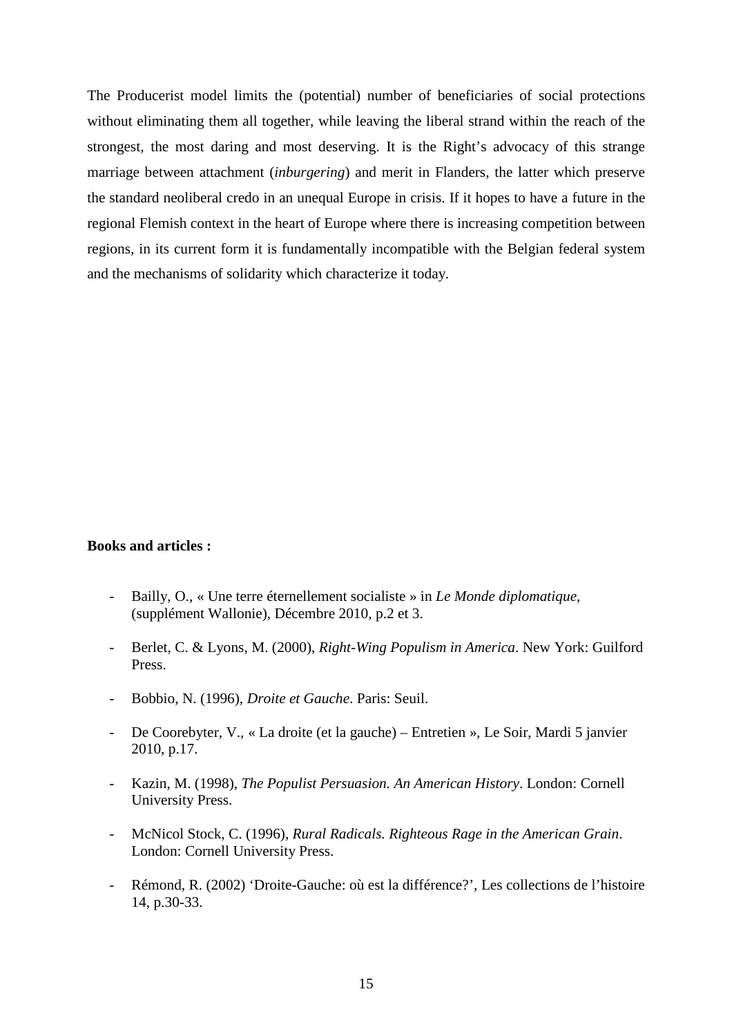The Producerist model limits the (potential) number of beneficiaries of social protections without eliminating them all together, while leaving the liberal strand within the reach of the strongest, the most daring and most deserving. It is the Right's advocacy of this strange marriage between attachment (*inburgering*) and merit in Flanders, the latter which preserve the standard neoliberal credo in an unequal Europe in crisis. If it hopes to have a future in the regional Flemish context in the heart of Europe where there is increasing competition between regions, in its current form it is fundamentally incompatible with the Belgian federal system and the mechanisms of solidarity which characterize it today.

**Books and articles :**

- Bailly, O., « Une terre éternellement socialiste » in *Le Monde diplomatique*, (supplément Wallonie), Décembre 2010, p.2 et 3.
- Berlet, C. & Lyons, M. (2000), *Right-Wing Populism in America*. New York: Guilford Press.
- Bobbio, N. (1996), *Droite et Gauche*. Paris: Seuil.
- De Coorebyter, V., « La droite (et la gauche) – Entretien », Le Soir, Mardi 5 janvier 2010, p.17.
- Kazin, M. (1998), *The Populist Persuasion. An American History*. London: Cornell University Press.
- McNicol Stock, C. (1996), *Rural Radicals. Righteous Rage in the American Grain*. London: Cornell University Press.
- Rémond, R. (2002) 'Droite-Gauche: où est la différence?', Les collections de l'histoire 14, p.30-33.